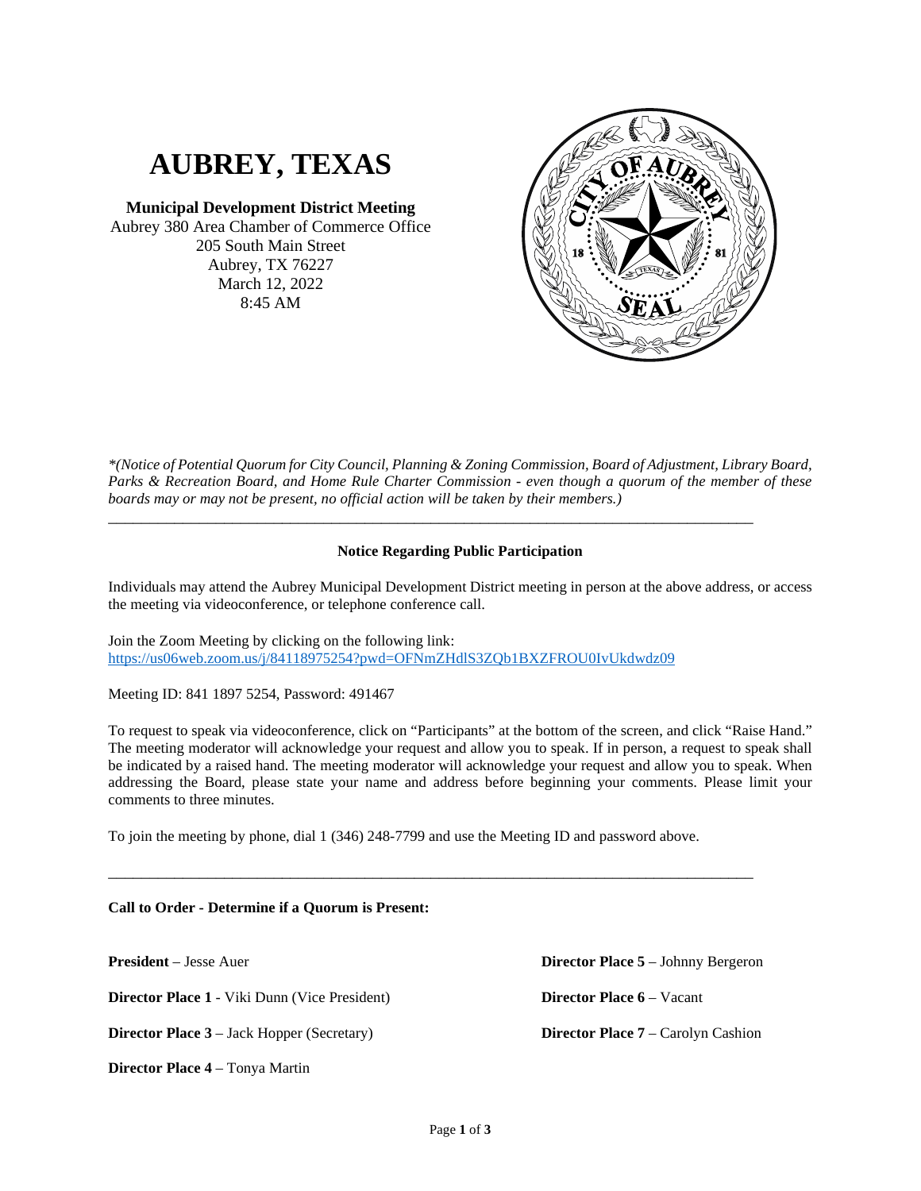# AUBREY, TEXAS

**Municipal Development District Meeting**
Aubrey 380 Area Chamber of Commerce Office
205 South Main Street
Aubrey, TX 76227
March 12, 2022
8:45 AM

*\*(Notice of Potential Quorum for City Council, Planning & Zoning Commission, Board of Adjustment, Library Board, Parks & Recreation Board, and Home Rule Charter Commission - even though a quorum of the member of these boards may or may not be present, no official action will be taken by their members.)*

---

**Notice Regarding Public Participation**

Individuals may attend the Aubrey Municipal Development District meeting in person at the above address, or access the meeting via videoconference, or telephone conference call.

Join the Zoom Meeting by clicking on the following link:
https://us06web.zoom.us/j/84118975254?pwd=OFNmZHdlS3ZQb1BXZFROU0IvUkdwdz09

Meeting ID: 841 1897 5254, Password: 491467

To request to speak via videoconference, click on "Participants" at the bottom of the screen, and click "Raise Hand." The meeting moderator will acknowledge your request and allow you to speak. If in person, a request to speak shall be indicated by a raised hand. The meeting moderator will acknowledge your request and allow you to speak. When addressing the Board, please state your name and address before beginning your comments. Please limit your comments to three minutes.

To join the meeting by phone, dial 1 (346) 248-7799 and use the Meeting ID and password above.

---

**Call to Order - Determine if a Quorum is Present:**

**President** – Jesse Auer

**Director Place 1** - Viki Dunn (Vice President)

**Director Place 3** – Jack Hopper (Secretary)

**Director Place 4** – Tonya Martin

**Director Place 5** – Johnny Bergeron

**Director Place 6** – Vacant

**Director Place 7** – Carolyn Cashion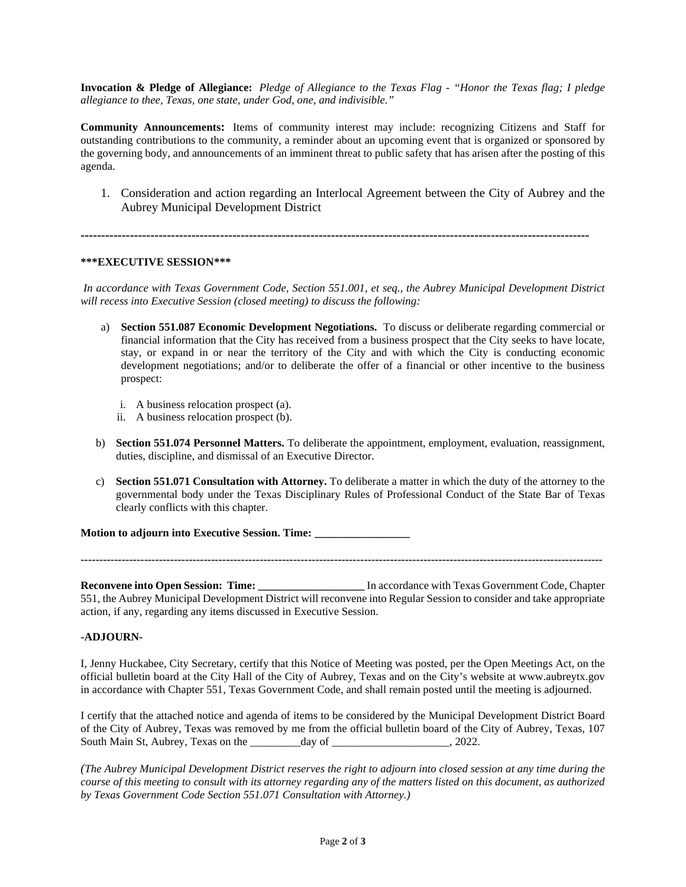**Invocation & Pledge of Allegiance:** *Pledge of Allegiance to the Texas Flag - "Honor the Texas flag; I pledge allegiance to thee, Texas, one state, under God, one, and indivisible."*

**Community Announcements:** Items of community interest may include: recognizing Citizens and Staff for outstanding contributions to the community, a reminder about an upcoming event that is organized or sponsored by the governing body, and announcements of an imminent threat to public safety that has arisen after the posting of this agenda.

1. Consideration and action regarding an Interlocal Agreement between the City of Aubrey and the Aubrey Municipal Development District

---

**\*\*\*EXECUTIVE SESSION\*\*\***

*In accordance with Texas Government Code, Section 551.001, et seq., the Aubrey Municipal Development District will recess into Executive Session (closed meeting) to discuss the following:*

a) **Section 551.087 Economic Development Negotiations.** To discuss or deliberate regarding commercial or financial information that the City has received from a business prospect that the City seeks to have locate, stay, or expand in or near the territory of the City and with which the City is conducting economic development negotiations; and/or to deliberate the offer of a financial or other incentive to the business prospect:

   i. A business relocation prospect (a).
   ii. A business relocation prospect (b).

b) **Section 551.074 Personnel Matters.** To deliberate the appointment, employment, evaluation, reassignment, duties, discipline, and dismissal of an Executive Director.

c) **Section 551.071 Consultation with Attorney.** To deliberate a matter in which the duty of the attorney to the governmental body under the Texas Disciplinary Rules of Professional Conduct of the State Bar of Texas clearly conflicts with this chapter.

**Motion to adjourn into Executive Session. Time: \_\_\_\_\_\_\_\_\_\_\_\_\_\_\_\_\_**

---

**Reconvene into Open Session: Time: \_\_\_\_\_\_\_\_\_\_\_\_\_\_\_\_\_\_\_** In accordance with Texas Government Code, Chapter 551, the Aubrey Municipal Development District will reconvene into Regular Session to consider and take appropriate action, if any, regarding any items discussed in Executive Session.

**-ADJOURN-**

I, Jenny Huckabee, City Secretary, certify that this Notice of Meeting was posted, per the Open Meetings Act, on the official bulletin board at the City Hall of the City of Aubrey, Texas and on the City's website at www.aubreytx.gov in accordance with Chapter 551, Texas Government Code, and shall remain posted until the meeting is adjourned.

I certify that the attached notice and agenda of items to be considered by the Municipal Development District Board of the City of Aubrey, Texas was removed by me from the official bulletin board of the City of Aubrey, Texas, 107 South Main St, Aubrey, Texas on the \_\_\_\_\_\_\_\_\_day of \_\_\_\_\_\_\_\_\_\_\_\_\_\_\_\_\_\_\_\_\_, 2022.

*(The Aubrey Municipal Development District reserves the right to adjourn into closed session at any time during the course of this meeting to consult with its attorney regarding any of the matters listed on this document, as authorized by Texas Government Code Section 551.071 Consultation with Attorney.)*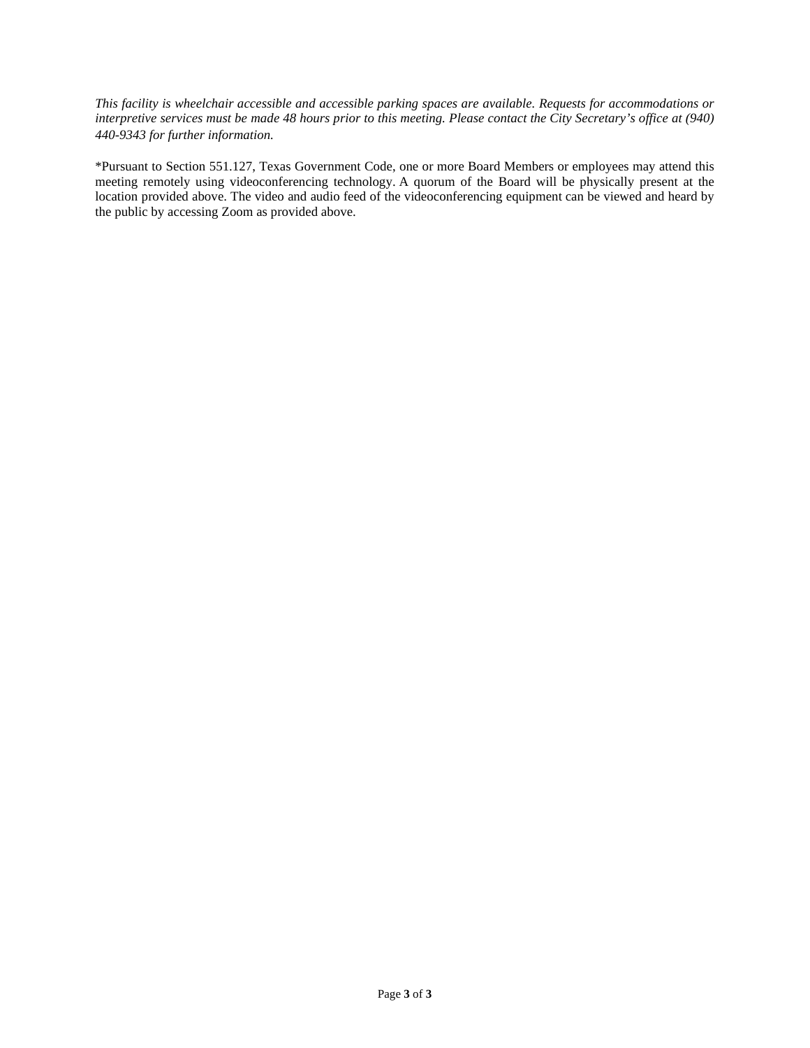*This facility is wheelchair accessible and accessible parking spaces are available. Requests for accommodations or interpretive services must be made 48 hours prior to this meeting. Please contact the City Secretary's office at (940) 440-9343 for further information.*

*Pursuant to Section 551.127, Texas Government Code, one or more Board Members or employees may attend this meeting remotely using videoconferencing technology. A quorum of the Board will be physically present at the location provided above. The video and audio feed of the videoconferencing equipment can be viewed and heard by the public by accessing Zoom as provided above.